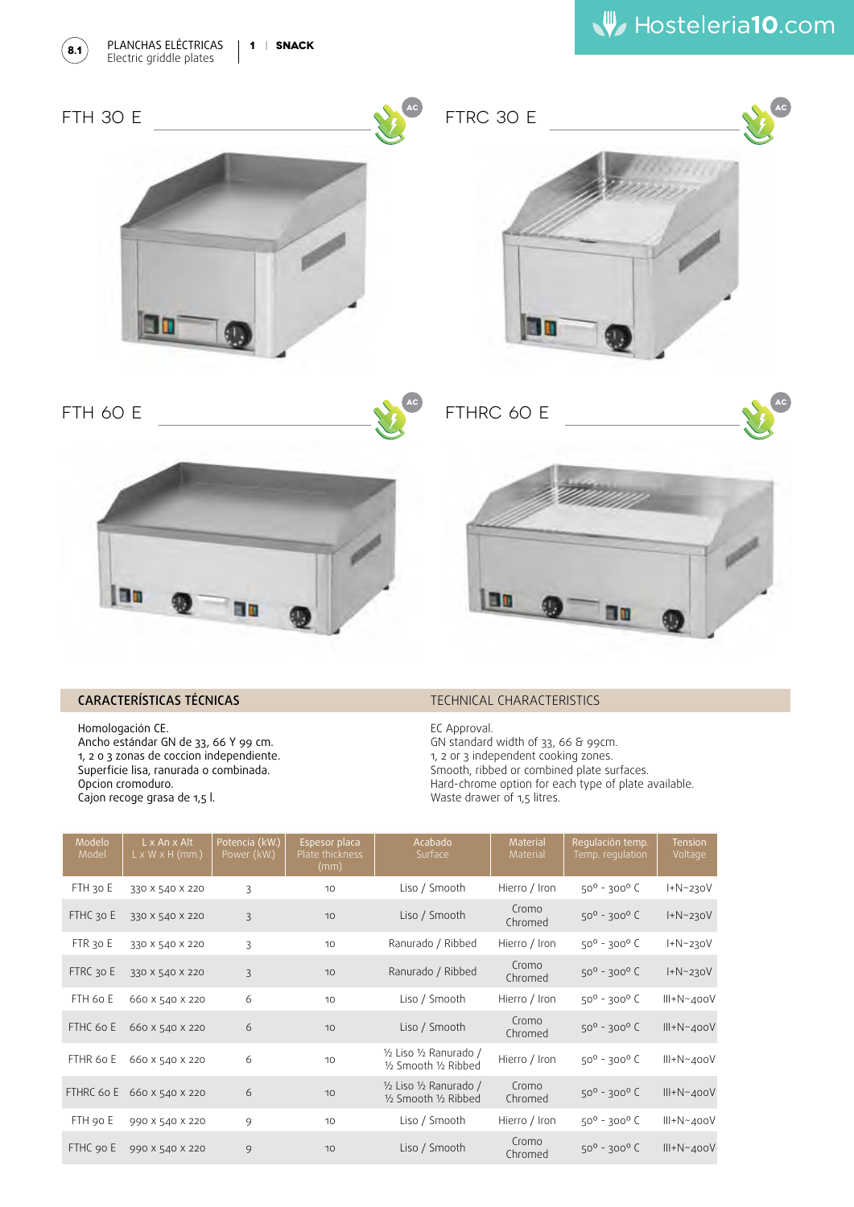PLANCHAS ELÉCTRICAS
Electric griddle plates

**SNACK**

## FTH 30 E

## FTRC 30 E

## FTH 60 E

## FTHRC 60 E

## CARACTERÍSTICAS TÉCNICAS

Homologación CE.
Ancho estándar GN de 33, 66 Y 99 cm.
1, 2 o 3 zonas de coccion independiente.
Superficie lisa, ranurada o combinada.
Opcion cromoduro.
Cajon recoge grasa de 1,5 l.

## TECHNICAL CHARACTERISTICS

EC Approval.
GN standard width of 33, 66 & 99cm.
1, 2 or 3 independent cooking zones.
Smooth, ribbed or combined plate surfaces.
Hard-chrome option for each type of plate available.
Waste drawer of 1,5 litres.

| Modelo Model | L x An x Alt L x W x H (mm.) | Potencia (kW.) Power (kW.) | Espesor placa Plate thickness (mm) | Acabado Surface | Material Material | Regulación temp. Temp. regulation | Tension Voltage |
|---|---|---|---|---|---|---|---|
| FTH 30 E | 330 x 540 x 220 | 3 | 10 | Liso / Smooth | Hierro / Iron | 50º - 300º C | I+N~230V |
| FTHC 30 E | 330 x 540 x 220 | 3 | 10 | Liso / Smooth | Cromo Chromed | 50º - 300º C | I+N~230V |
| FTR 30 E | 330 x 540 x 220 | 3 | 10 | Ranurado / Ribbed | Hierro / Iron | 50º - 300º C | I+N~230V |
| FTRC 30 E | 330 x 540 x 220 | 3 | 10 | Ranurado / Ribbed | Cromo Chromed | 50º - 300º C | I+N~230V |
| FTH 60 E | 660 x 540 x 220 | 6 | 10 | Liso / Smooth | Hierro / Iron | 50º - 300º C | III+N~400V |
| FTHC 60 E | 660 x 540 x 220 | 6 | 10 | Liso / Smooth | Cromo Chromed | 50º - 300º C | III+N~400V |
| FTHR 60 E | 660 x 540 x 220 | 6 | 10 | ½ Liso ½ Ranurado / ½ Smooth ½ Ribbed | Hierro / Iron | 50º - 300º C | III+N~400V |
| FTHRC 60 E | 660 x 540 x 220 | 6 | 10 | ½ Liso ½ Ranurado / ½ Smooth ½ Ribbed | Cromo Chromed | 50º - 300º C | III+N~400V |
| FTH 90 E | 990 x 540 x 220 | 9 | 10 | Liso / Smooth | Hierro / Iron | 50º - 300º C | III+N~400V |
| FTHC 90 E | 990 x 540 x 220 | 9 | 10 | Liso / Smooth | Cromo Chromed | 50º - 300º C | III+N~400V |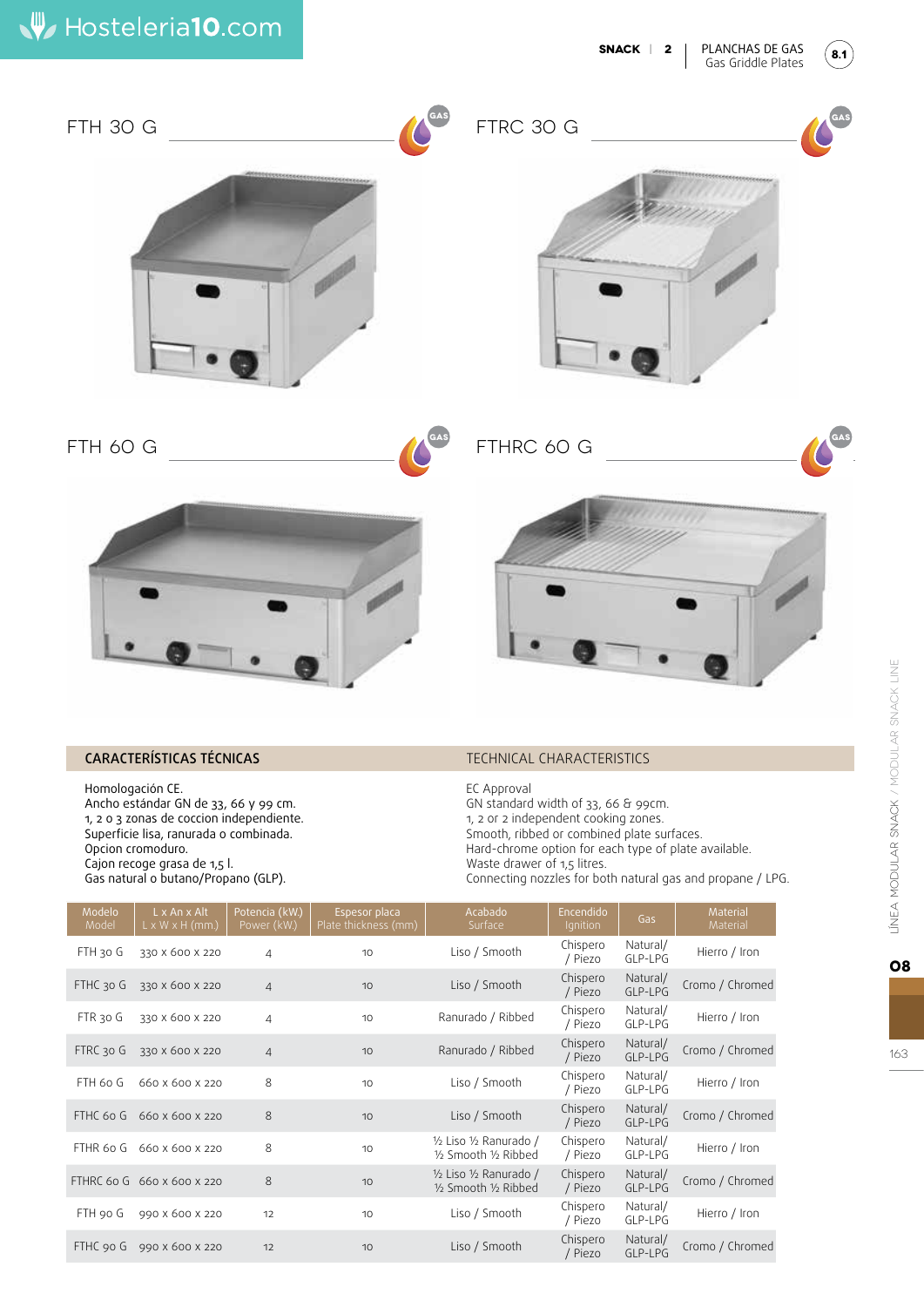FTH 30 G

FTRC 30 G

FTH 60 G

FTHRC 60 G

## CARACTERÍSTICAS TÉCNICAS

Homologación CE.
Ancho estándar GN de 33, 66 y 99 cm.
1, 2 o 3 zonas de coccion independiente.
Superficie lisa, ranurada o combinada.
Opcion cromoduro.
Cajon recoge grasa de 1,5 l.
Gas natural o butano/Propano (GLP).

## TECHNICAL CHARACTERISTICS

EC Approval
GN standard width of 33, 66 & 99cm.
1, 2 or 2 independent cooking zones.
Smooth, ribbed or combined plate surfaces.
Hard-chrome option for each type of plate available.
Waste drawer of 1,5 litres.
Connecting nozzles for both natural gas and propane / LPG.

| Modelo Model | L x An x Alt L x W x H (mm.) | Potencia (kW.) Power (kW.) | Espesor placa Plate thickness (mm) | Acabado Surface | Encendido Ignition | Gas | Material Material |
|---|---|---|---|---|---|---|---|
| FTH 30 G | 330 x 600 x 220 | 4 | 10 | Liso / Smooth | Chispero / Piezo | Natural/ GLP-LPG | Hierro / Iron |
| FTHC 30 G | 330 x 600 x 220 | 4 | 10 | Liso / Smooth | Chispero / Piezo | Natural/ GLP-LPG | Cromo / Chromed |
| FTR 30 G | 330 x 600 x 220 | 4 | 10 | Ranurado / Ribbed | Chispero / Piezo | Natural/ GLP-LPG | Hierro / Iron |
| FTRC 30 G | 330 x 600 x 220 | 4 | 10 | Ranurado / Ribbed | Chispero / Piezo | Natural/ GLP-LPG | Cromo / Chromed |
| FTH 60 G | 660 x 600 x 220 | 8 | 10 | Liso / Smooth | Chispero / Piezo | Natural/ GLP-LPG | Hierro / Iron |
| FTHC 60 G | 660 x 600 x 220 | 8 | 10 | Liso / Smooth | Chispero / Piezo | Natural/ GLP-LPG | Cromo / Chromed |
| FTHR 60 G | 660 x 600 x 220 | 8 | 10 | ½ Liso ½ Ranurado / ½ Smooth ½ Ribbed | Chispero / Piezo | Natural/ GLP-LPG | Hierro / Iron |
| FTHRC 60 G | 660 x 600 x 220 | 8 | 10 | ½ Liso ½ Ranurado / ½ Smooth ½ Ribbed | Chispero / Piezo | Natural/ GLP-LPG | Cromo / Chromed |
| FTH 90 G | 990 x 600 x 220 | 12 | 10 | Liso / Smooth | Chispero / Piezo | Natural/ GLP-LPG | Hierro / Iron |
| FTHC 90 G | 990 x 600 x 220 | 12 | 10 | Liso / Smooth | Chispero / Piezo | Natural/ GLP-LPG | Cromo / Chromed |